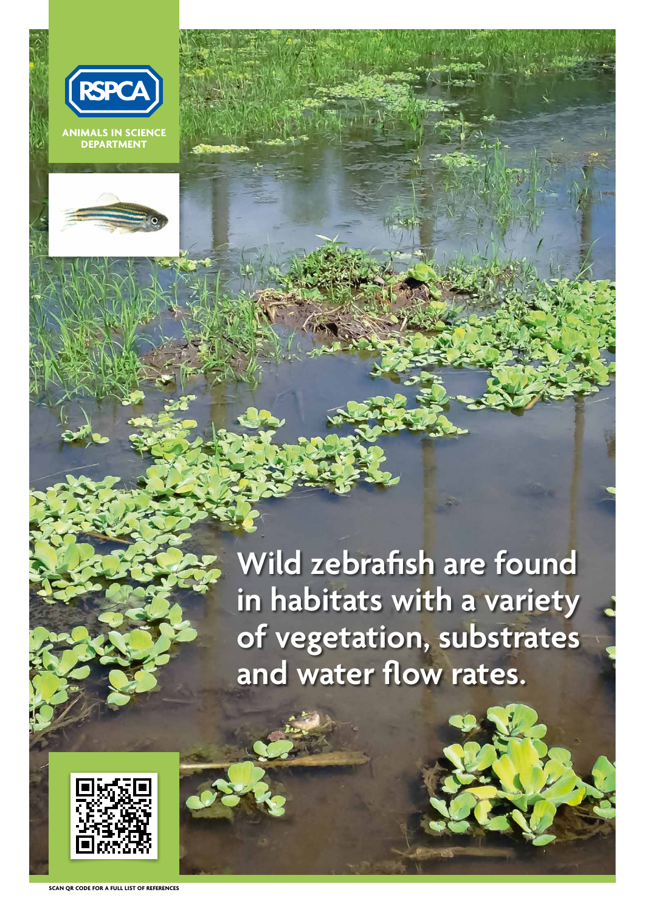RSPCA

ANIMALS IN SCIENCE DEPARTMENT

# Wild zebrafish are found in habitats with a variety of vegetation, substrates and water flow rates.

SCAN QR CODE FOR A FULL LIST OF REFERENCES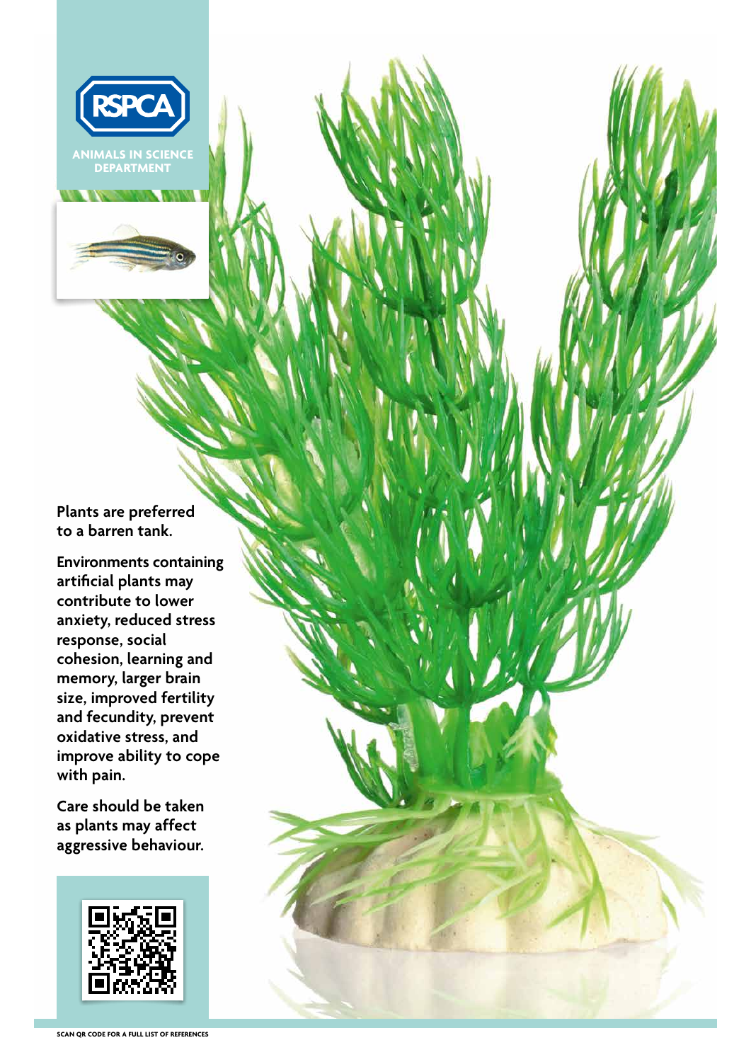RSPCA

ANIMALS IN SCIENCE DEPARTMENT

**Plants are preferred to a barren tank.**

**Environments containing artificial plants may contribute to lower anxiety, reduced stress response, social cohesion, learning and memory, larger brain size, improved fertility and fecundity, prevent oxidative stress, and improve ability to cope with pain.**

**Care should be taken as plants may affect aggressive behaviour.**

SCAN QR CODE FOR A FULL LIST OF REFERENCES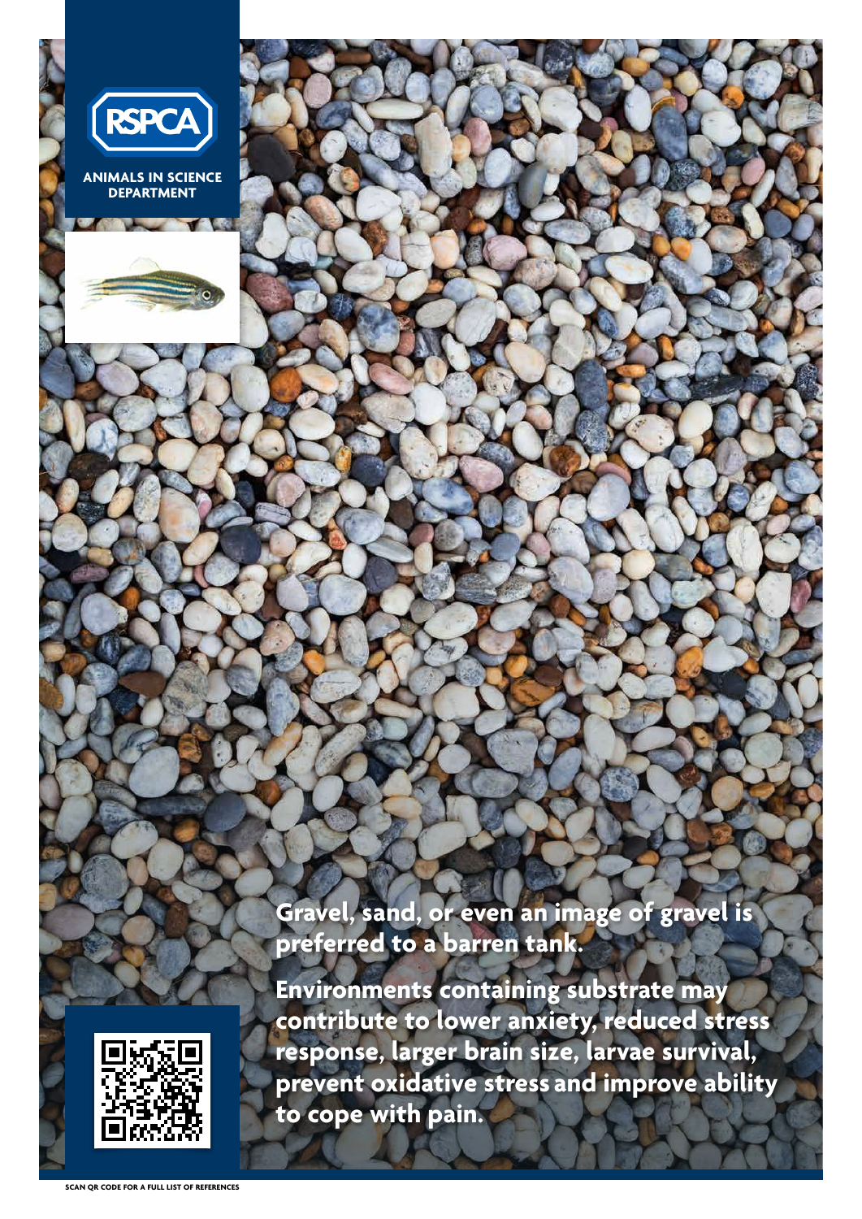ANIMALS IN SCIENCE DEPARTMENT

**Gravel, sand, or even an image of gravel is preferred to a barren tank.**

**Environments containing substrate may contribute to lower anxiety, reduced stress response, larger brain size, larvae survival, prevent oxidative stress and improve ability to cope with pain.**

SCAN QR CODE FOR A FULL LIST OF REFERENCES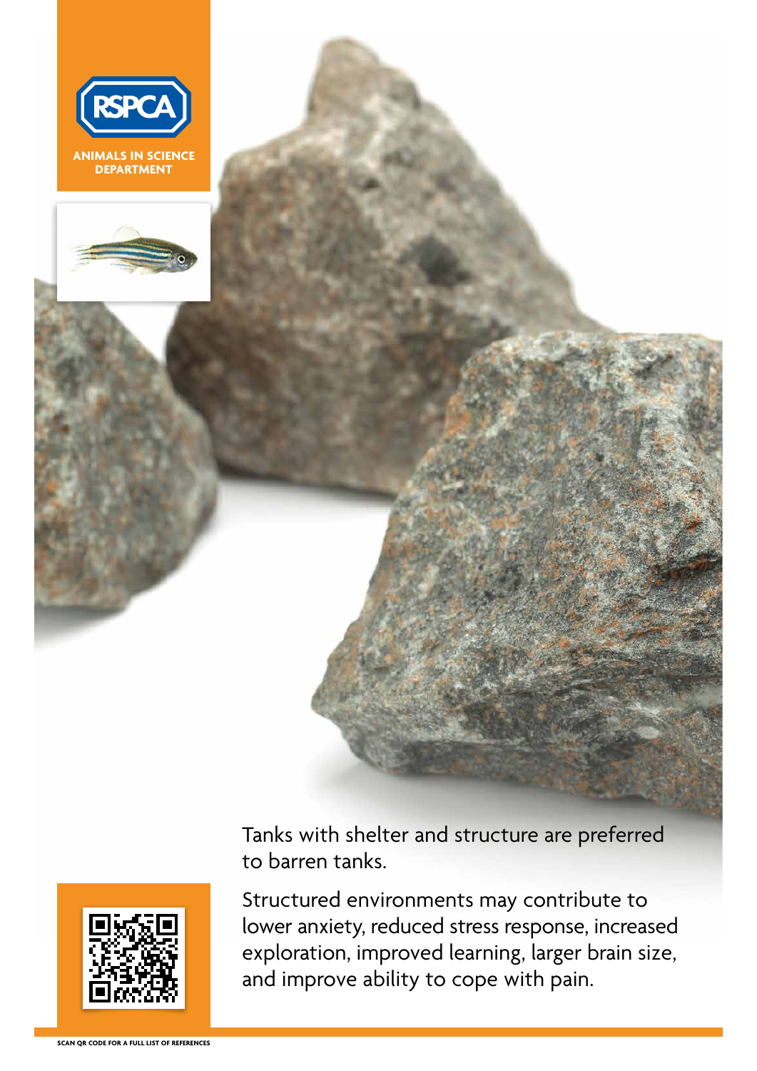RSPCA

ANIMALS IN SCIENCE DEPARTMENT

Tanks with shelter and structure are preferred to barren tanks.

Structured environments may contribute to lower anxiety, reduced stress response, increased exploration, improved learning, larger brain size, and improve ability to cope with pain.

SCAN QR CODE FOR A FULL LIST OF REFERENCES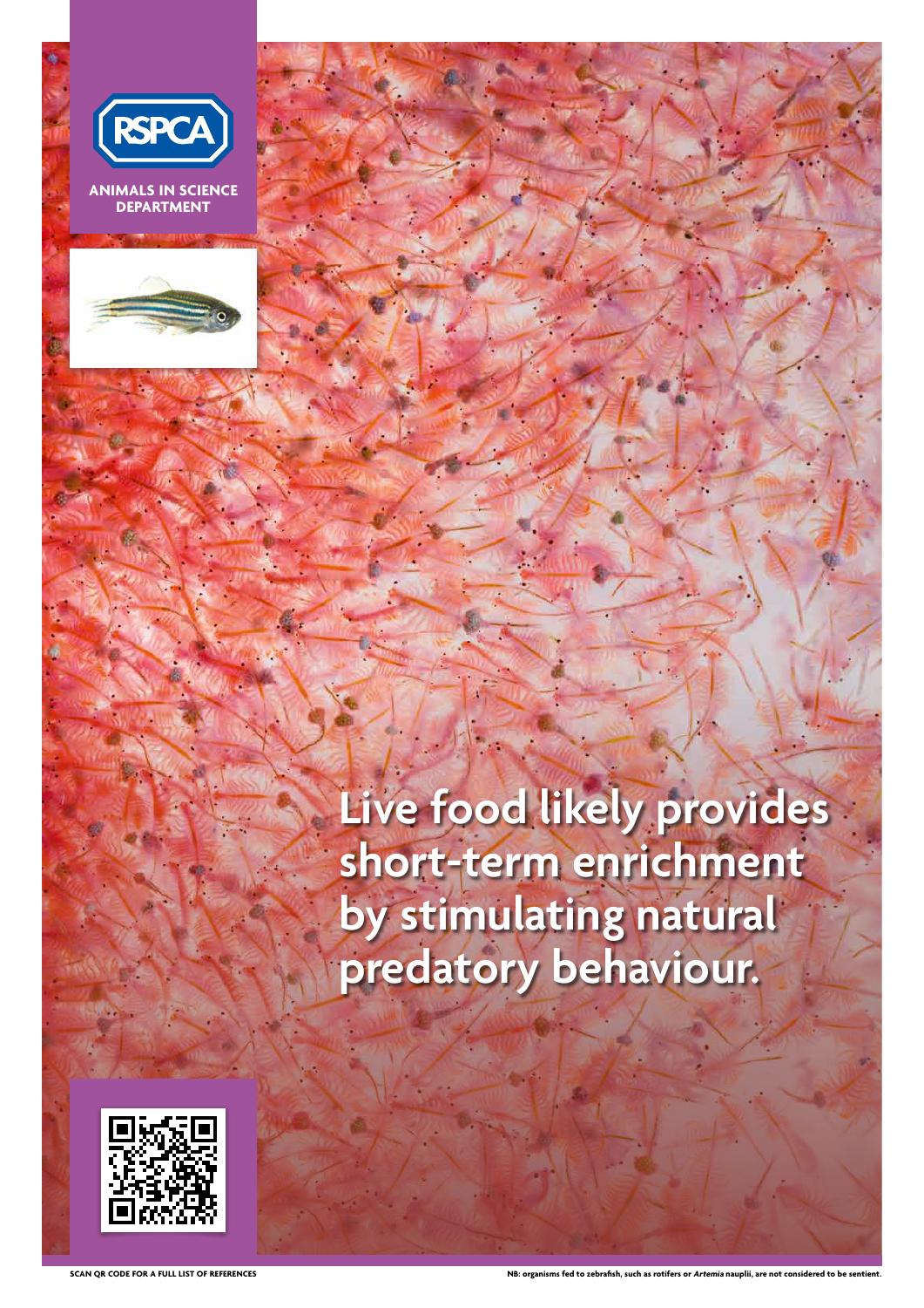**ANIMALS IN SCIENCE DEPARTMENT**

# Live food likely provides short-term enrichment by stimulating natural predatory behaviour.

SCAN QR CODE FOR A FULL LIST OF REFERENCES

NB: organisms fed to zebrafish, such as rotifers or *Artemia* nauplii, are not considered to be sentient.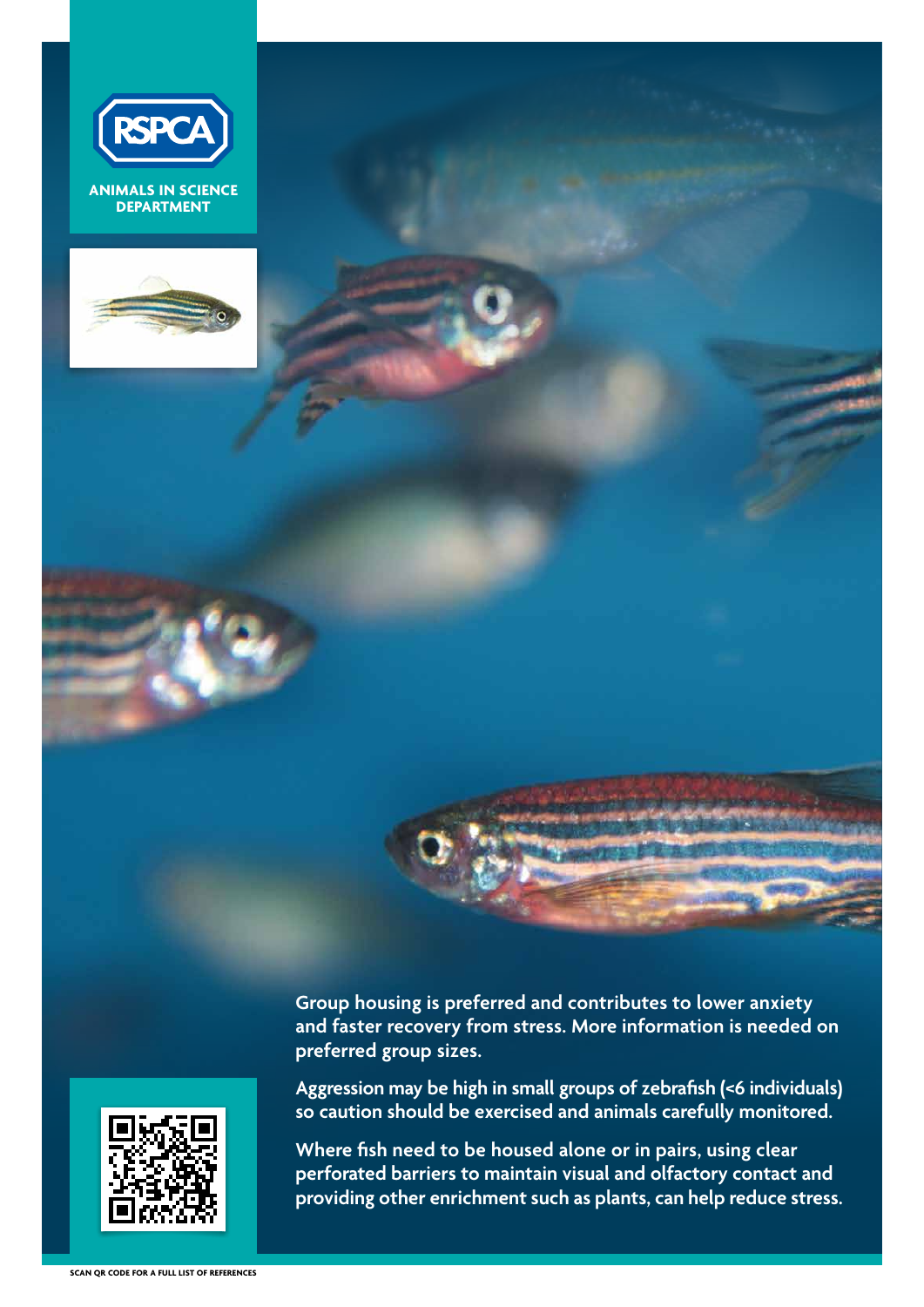RSPCA

ANIMALS IN SCIENCE DEPARTMENT

Group housing is preferred and contributes to lower anxiety and faster recovery from stress. More information is needed on preferred group sizes.

Aggression may be high in small groups of zebrafish (<6 individuals) so caution should be exercised and animals carefully monitored.

Where fish need to be housed alone or in pairs, using clear perforated barriers to maintain visual and olfactory contact and providing other enrichment such as plants, can help reduce stress.

SCAN QR CODE FOR A FULL LIST OF REFERENCES